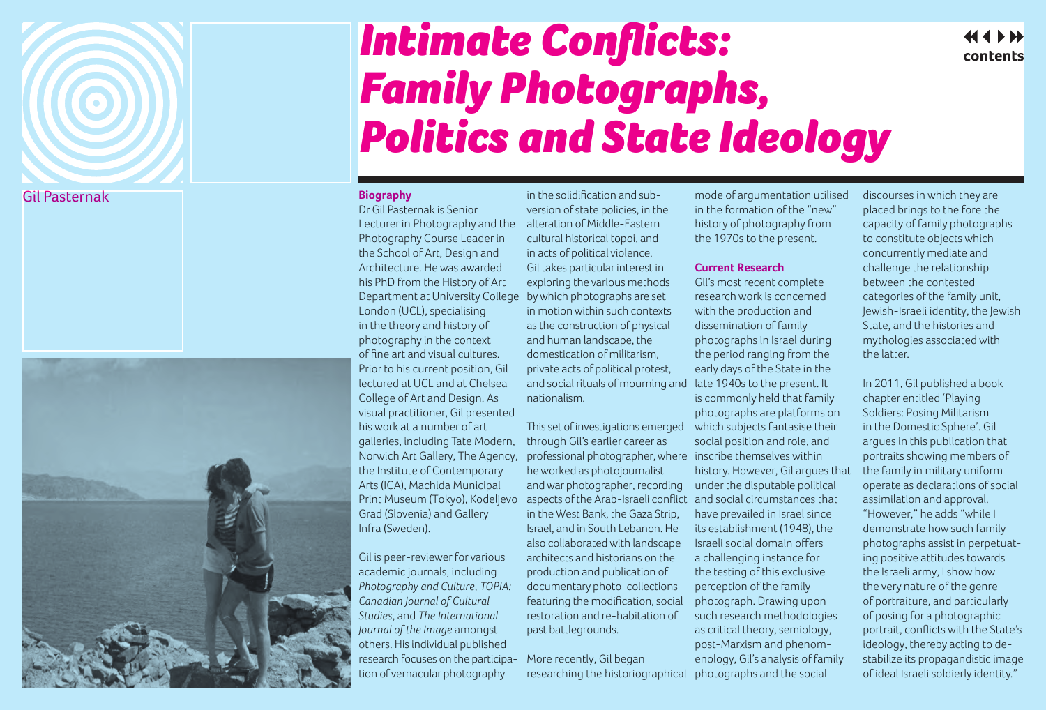# Intimate Conflicts: Family Photographs, Politics and State Ideology

Gil Pasternak

**Biography**

Dr Gil Pasternak is Senior Lecturer in Photography and the Photography Course Leader in the School of Art, Design and Architecture. He was awarded his PhD from the History of Art Department at University College London (UCL), specialising in the theory and history of photography in the context of fine art and visual cultures. Prior to his current position, Gil lectured at UCL and at Chelsea College of Art and Design. As visual practitioner, Gil presented his work at a number of art galleries, including Tate Modern, Norwich Art Gallery, The Agency, the Institute of Contemporary Arts (ICA), Machida Municipal Print Museum (Tokyo), Kodeljevo Grad (Slovenia) and Gallery Infra (Sweden).

Gil is peer-reviewer for various academic journals, including *Photography and Culture*, *TOPIA: Canadian Journal of Cultural Studies*, and *The International Journal of the Image* amongst others. His individual published research focuses on the participation of vernacular photography in the solidification and subversion of state policies, in the alteration of Middle-Eastern cultural historical topoi, and in acts of political violence. Gil takes particular interest in exploring the various methods by which photographs are set in motion within such contexts as the construction of physical and human landscape, the domestication of militarism, private acts of political protest, and social rituals of mourning and nationalism.

This set of investigations emerged through Gil's earlier career as professional photographer, where he worked as photojournalist and war photographer, recording aspects of the Arab-Israeli conflict in the West Bank, the Gaza Strip, Israel, and in South Lebanon. He also collaborated with landscape architects and historians on the production and publication of documentary photo-collections featuring the modification, social restoration and re-habitation of past battlegrounds.

More recently, Gil began researching the historiographical mode of argumentation utilised in the formation of the "new" history of photography from the 1970s to the present.

**Current Research**

Gil's most recent complete research work is concerned with the production and dissemination of family photographs in Israel during the period ranging from the early days of the State in the late 1940s to the present. It is commonly held that family photographs are platforms on which subjects fantasise their social position and role, and inscribe themselves within history. However, Gil argues that under the disputable political and social circumstances that have prevailed in Israel since its establishment (1948), the Israeli social domain offers a challenging instance for the testing of this exclusive perception of the family photograph. Drawing upon such research methodologies as critical theory, semiology, post-Marxism and phenomenology, Gil's analysis of family photographs and the social discourses in which they are placed brings to the fore the capacity of family photographs to constitute objects which concurrently mediate and challenge the relationship between the contested categories of the family unit, Jewish-Israeli identity, the Jewish State, and the histories and mythologies associated with the latter.

In 2011, Gil published a book chapter entitled 'Playing Soldiers: Posing Militarism in the Domestic Sphere'. Gil argues in this publication that portraits showing members of the family in military uniform operate as declarations of social assimilation and approval. "However," he adds "while I demonstrate how such family photographs assist in perpetuating positive attitudes towards the Israeli army, I show how the very nature of the genre of portraiture, and particularly of posing for a photographic portrait, conflicts with the State's ideology, thereby acting to destabilize its propagandistic image of ideal Israeli soldierly identity."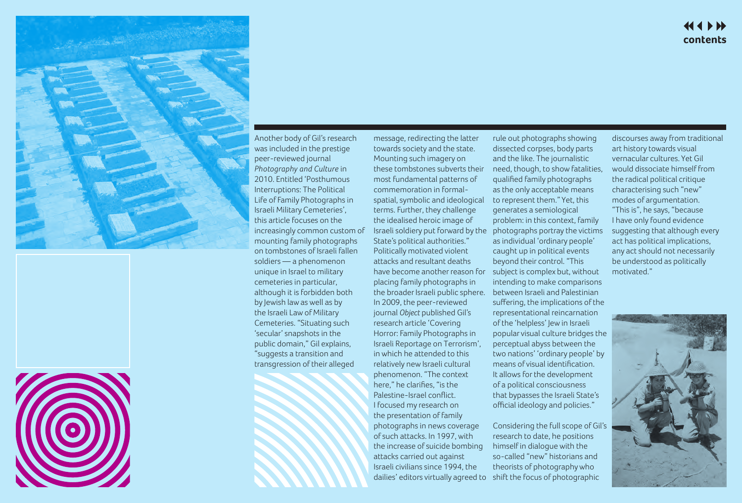Another body of Gil's research was included in the prestige peer-reviewed journal *Photography and Culture* in 2010. Entitled 'Posthumous Interruptions: The Political Life of Family Photographs in Israeli Military Cemeteries', this article focuses on the increasingly common custom of mounting family photographs on tombstones of Israeli fallen soldiers — a phenomenon unique in Israel to military cemeteries in particular, although it is forbidden both by Jewish law as well as by the Israeli Law of Military Cemeteries. "Situating such 'secular' snapshots in the public domain," Gil explains, "suggests a transition and transgression of their alleged message, redirecting the latter towards society and the state. Mounting such imagery on these tombstones subverts their most fundamental patterns of commemoration in formal-spatial, symbolic and ideological terms. Further, they challenge the idealised heroic image of Israeli soldiery put forward by the State's political authorities."

Politically motivated violent attacks and resultant deaths have become another reason for placing family photographs in the broader Israeli public sphere. In 2009, the peer-reviewed journal *Object* published Gil's research article 'Covering Horror: Family Photographs in Israeli Reportage on Terrorism', in which he attended to this relatively new Israeli cultural phenomenon. "The context here," he clarifies, "is the Palestine-Israel conflict. I focused my research on the presentation of family photographs in news coverage of such attacks. In 1997, with the increase of suicide bombing attacks carried out against Israeli civilians since 1994, the dailies' editors virtually agreed to rule out photographs showing dissected corpses, body parts and the like. The journalistic need, though, to show fatalities, qualified family photographs as the only acceptable means to represent them." Yet, this generates a semiological problem: in this context, family photographs portray the victims as individual 'ordinary people' caught up in political events beyond their control. "This subject is complex but, without intending to make comparisons between Israeli and Palestinian suffering, the implications of the representational reincarnation of the 'helpless' Jew in Israeli popular visual culture bridges the perceptual abyss between the two nations' 'ordinary people' by means of visual identification. It allows for the development of a political consciousness that bypasses the Israeli State's official ideology and policies."

Considering the full scope of Gil's research to date, he positions himself in dialogue with the so-called "new" historians and theorists of photography who shift the focus of photographic discourses away from traditional art history towards visual vernacular cultures. Yet Gil would dissociate himself from the radical political critique characterising such "new" modes of argumentation. "This is", he says, "because I have only found evidence suggesting that although every act has political implications, any act should not necessarily be understood as politically motivated."